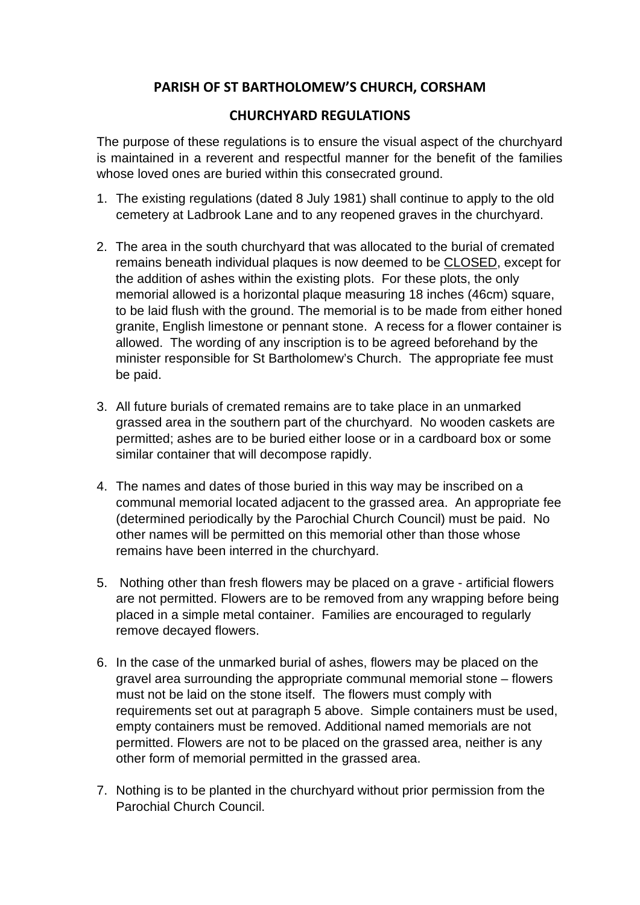# PARISH OF ST BARTHOLOMEW'S CHURCH, CORSHAM

## CHURCHYARD REGULATIONS

The purpose of these regulations is to ensure the visual aspect of the churchyard is maintained in a reverent and respectful manner for the benefit of the families whose loved ones are buried within this consecrated ground.

1. The existing regulations (dated 8 July 1981) shall continue to apply to the old cemetery at Ladbrook Lane and to any reopened graves in the churchyard.

2. The area in the south churchyard that was allocated to the burial of cremated remains beneath individual plaques is now deemed to be <u>CLOSED</u>, except for the addition of ashes within the existing plots. For these plots, the only memorial allowed is a horizontal plaque measuring 18 inches (46cm) square, to be laid flush with the ground. The memorial is to be made from either honed granite, English limestone or pennant stone. A recess for a flower container is allowed. The wording of any inscription is to be agreed beforehand by the minister responsible for St Bartholomew's Church. The appropriate fee must be paid.

3. All future burials of cremated remains are to take place in an unmarked grassed area in the southern part of the churchyard. No wooden caskets are permitted; ashes are to be buried either loose or in a cardboard box or some similar container that will decompose rapidly.

4. The names and dates of those buried in this way may be inscribed on a communal memorial located adjacent to the grassed area. An appropriate fee (determined periodically by the Parochial Church Council) must be paid. No other names will be permitted on this memorial other than those whose remains have been interred in the churchyard.

5. Nothing other than fresh flowers may be placed on a grave - artificial flowers are not permitted. Flowers are to be removed from any wrapping before being placed in a simple metal container. Families are encouraged to regularly remove decayed flowers.

6. In the case of the unmarked burial of ashes, flowers may be placed on the gravel area surrounding the appropriate communal memorial stone – flowers must not be laid on the stone itself. The flowers must comply with requirements set out at paragraph 5 above. Simple containers must be used, empty containers must be removed. Additional named memorials are not permitted. Flowers are not to be placed on the grassed area, neither is any other form of memorial permitted in the grassed area.

7. Nothing is to be planted in the churchyard without prior permission from the Parochial Church Council.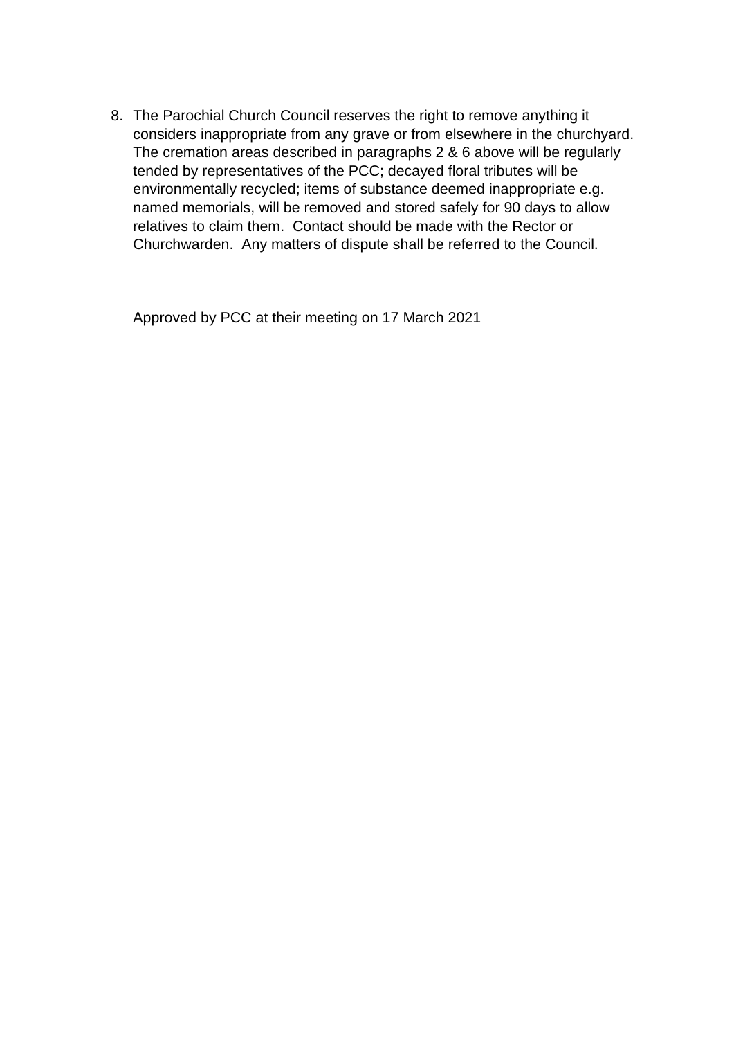8. The Parochial Church Council reserves the right to remove anything it considers inappropriate from any grave or from elsewhere in the churchyard. The cremation areas described in paragraphs 2 & 6 above will be regularly tended by representatives of the PCC; decayed floral tributes will be environmentally recycled; items of substance deemed inappropriate e.g. named memorials, will be removed and stored safely for 90 days to allow relatives to claim them. Contact should be made with the Rector or Churchwarden. Any matters of dispute shall be referred to the Council.

Approved by PCC at their meeting on 17 March 2021